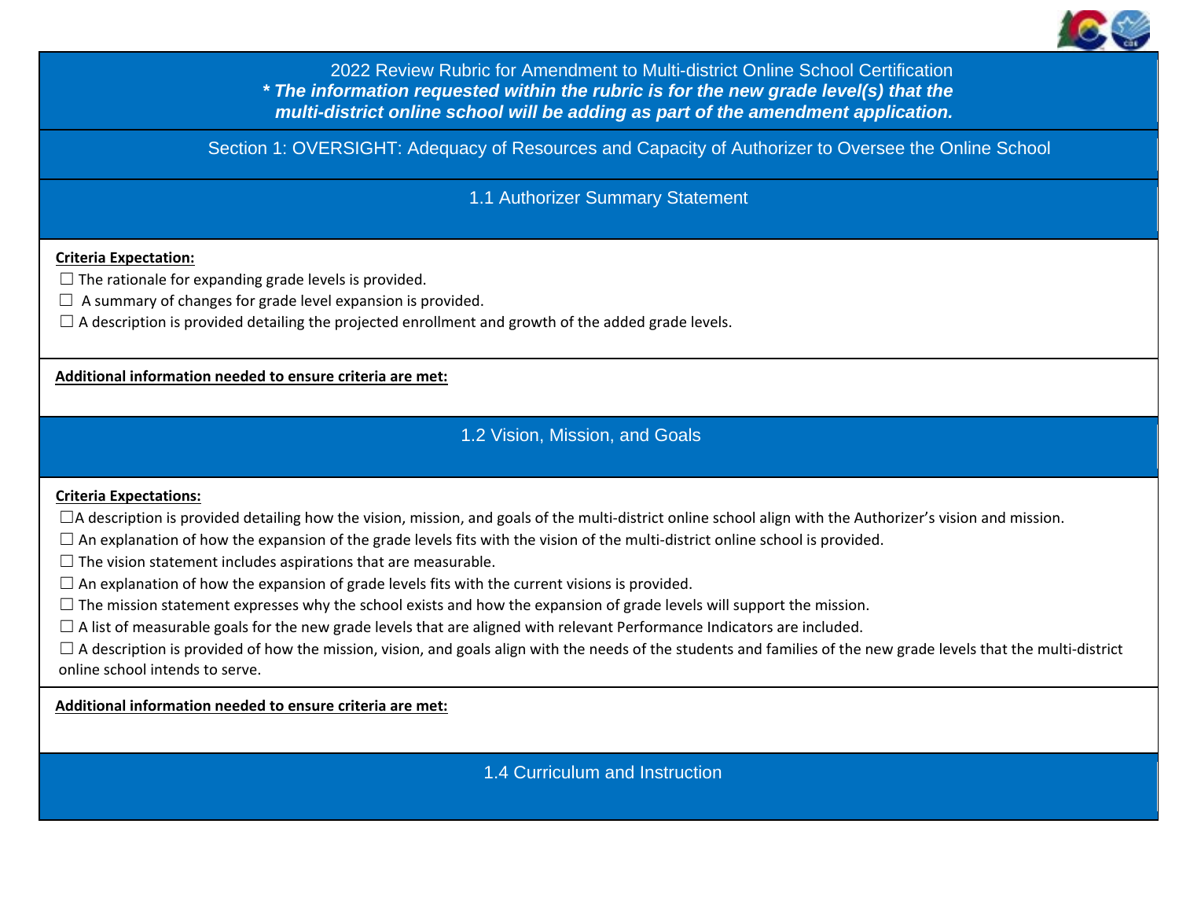# 2022 Review Rubric for Amendment to Multi-district Online School Certification

***\* The information requested within the rubric is for the new grade level(s) that the multi-district online school will be adding as part of the amendment application.***

## Section 1: OVERSIGHT: Adequacy of Resources and Capacity of Authorizer to Oversee the Online School

### 1.1 Authorizer Summary Statement

**Criteria Expectation:**

☐ The rationale for expanding grade levels is provided.

☐ A summary of changes for grade level expansion is provided.

☐ A description is provided detailing the projected enrollment and growth of the added grade levels.

**Additional information needed to ensure criteria are met:**

### 1.2 Vision, Mission, and Goals

**Criteria Expectations:**

☐A description is provided detailing how the vision, mission, and goals of the multi-district online school align with the Authorizer's vision and mission.

☐ An explanation of how the expansion of the grade levels fits with the vision of the multi-district online school is provided.

☐ The vision statement includes aspirations that are measurable.

☐ An explanation of how the expansion of grade levels fits with the current visions is provided.

☐ The mission statement expresses why the school exists and how the expansion of grade levels will support the mission.

☐ A list of measurable goals for the new grade levels that are aligned with relevant Performance Indicators are included.

☐ A description is provided of how the mission, vision, and goals align with the needs of the students and families of the new grade levels that the multi-district online school intends to serve.

**Additional information needed to ensure criteria are met:**

### 1.4 Curriculum and Instruction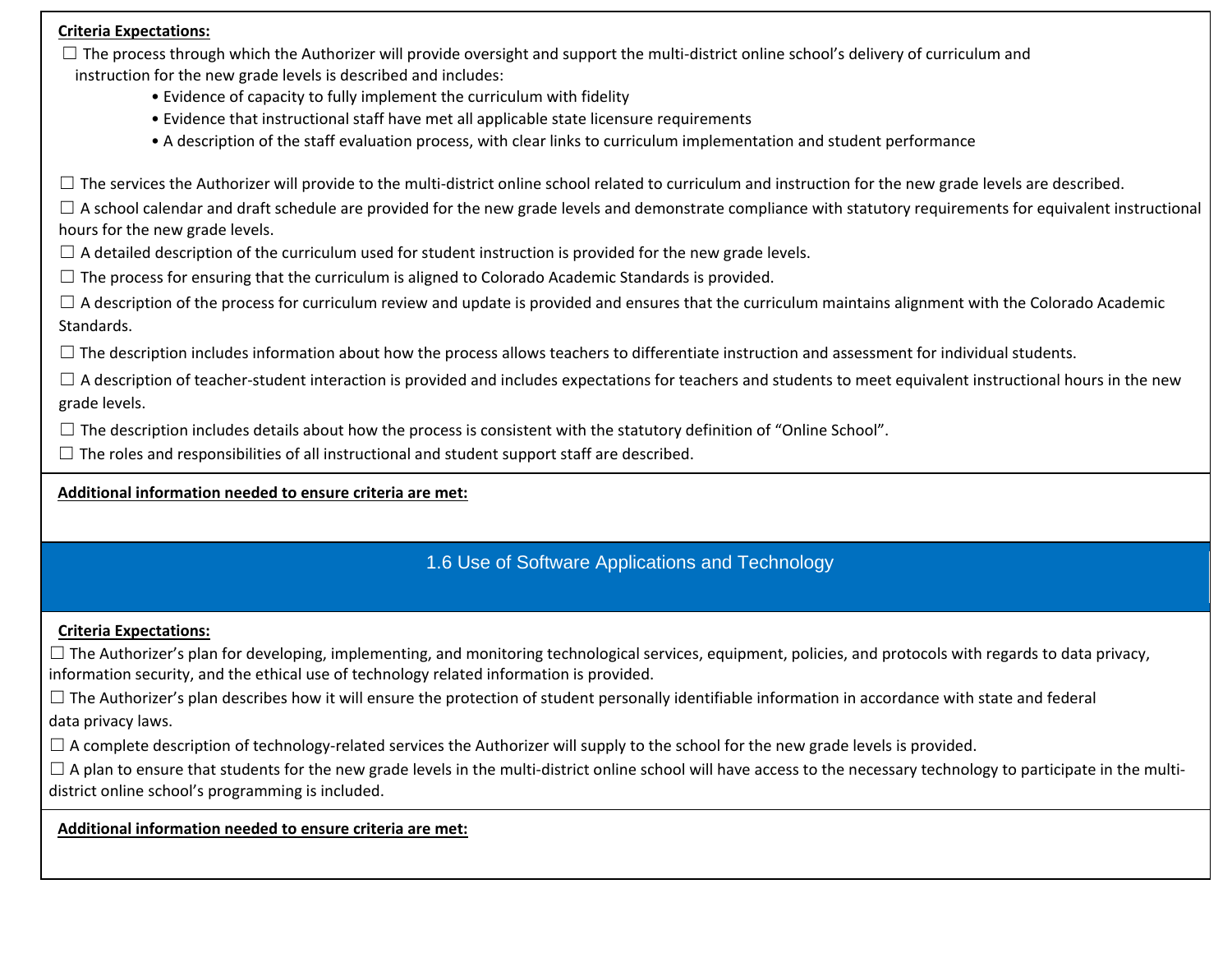**Criteria Expectations:**

☐ The process through which the Authorizer will provide oversight and support the multi-district online school's delivery of curriculum and instruction for the new grade levels is described and includes:

- Evidence of capacity to fully implement the curriculum with fidelity
- Evidence that instructional staff have met all applicable state licensure requirements
- A description of the staff evaluation process, with clear links to curriculum implementation and student performance

☐ The services the Authorizer will provide to the multi-district online school related to curriculum and instruction for the new grade levels are described.

☐ A school calendar and draft schedule are provided for the new grade levels and demonstrate compliance with statutory requirements for equivalent instructional hours for the new grade levels.

☐ A detailed description of the curriculum used for student instruction is provided for the new grade levels.

☐ The process for ensuring that the curriculum is aligned to Colorado Academic Standards is provided.

☐ A description of the process for curriculum review and update is provided and ensures that the curriculum maintains alignment with the Colorado Academic Standards.

☐ The description includes information about how the process allows teachers to differentiate instruction and assessment for individual students.

☐ A description of teacher-student interaction is provided and includes expectations for teachers and students to meet equivalent instructional hours in the new grade levels.

☐ The description includes details about how the process is consistent with the statutory definition of "Online School".

☐ The roles and responsibilities of all instructional and student support staff are described.

**Additional information needed to ensure criteria are met:**

## 1.6 Use of Software Applications and Technology

**Criteria Expectations:**

☐ The Authorizer's plan for developing, implementing, and monitoring technological services, equipment, policies, and protocols with regards to data privacy, information security, and the ethical use of technology related information is provided.

☐ The Authorizer's plan describes how it will ensure the protection of student personally identifiable information in accordance with state and federal data privacy laws.

☐ A complete description of technology-related services the Authorizer will supply to the school for the new grade levels is provided.

☐ A plan to ensure that students for the new grade levels in the multi-district online school will have access to the necessary technology to participate in the multi-district online school's programming is included.

**Additional information needed to ensure criteria are met:**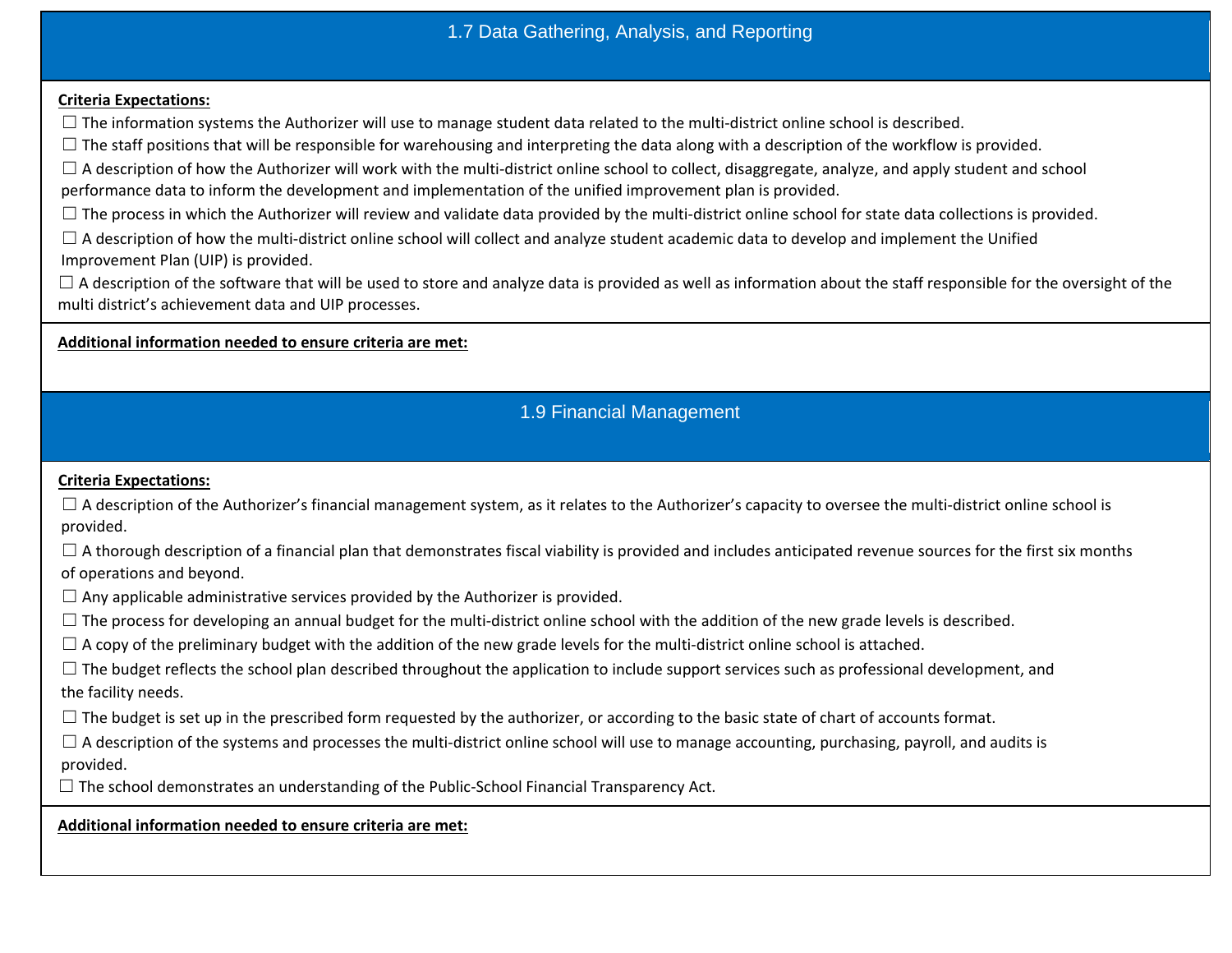## 1.7 Data Gathering, Analysis, and Reporting

**Criteria Expectations:**

☐ The information systems the Authorizer will use to manage student data related to the multi-district online school is described.

☐ The staff positions that will be responsible for warehousing and interpreting the data along with a description of the workflow is provided.

☐ A description of how the Authorizer will work with the multi-district online school to collect, disaggregate, analyze, and apply student and school performance data to inform the development and implementation of the unified improvement plan is provided.

☐ The process in which the Authorizer will review and validate data provided by the multi-district online school for state data collections is provided.

☐ A description of how the multi-district online school will collect and analyze student academic data to develop and implement the Unified Improvement Plan (UIP) is provided.

☐ A description of the software that will be used to store and analyze data is provided as well as information about the staff responsible for the oversight of the multi district's achievement data and UIP processes.

**Additional information needed to ensure criteria are met:**

## 1.9 Financial Management

**Criteria Expectations:**

☐ A description of the Authorizer's financial management system, as it relates to the Authorizer's capacity to oversee the multi-district online school is provided.

☐ A thorough description of a financial plan that demonstrates fiscal viability is provided and includes anticipated revenue sources for the first six months of operations and beyond.

☐ Any applicable administrative services provided by the Authorizer is provided.

☐ The process for developing an annual budget for the multi-district online school with the addition of the new grade levels is described.

☐ A copy of the preliminary budget with the addition of the new grade levels for the multi-district online school is attached.

☐ The budget reflects the school plan described throughout the application to include support services such as professional development, and the facility needs.

☐ The budget is set up in the prescribed form requested by the authorizer, or according to the basic state of chart of accounts format.

☐ A description of the systems and processes the multi-district online school will use to manage accounting, purchasing, payroll, and audits is provided.

☐ The school demonstrates an understanding of the Public-School Financial Transparency Act.

**Additional information needed to ensure criteria are met:**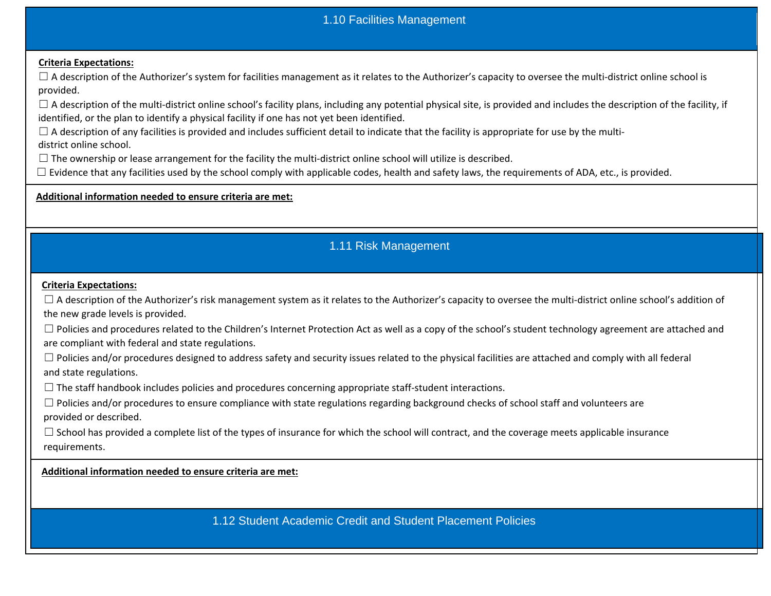## 1.10 Facilities Management

**Criteria Expectations:**

☐ A description of the Authorizer's system for facilities management as it relates to the Authorizer's capacity to oversee the multi-district online school is provided.

☐ A description of the multi-district online school's facility plans, including any potential physical site, is provided and includes the description of the facility, if identified, or the plan to identify a physical facility if one has not yet been identified.

☐ A description of any facilities is provided and includes sufficient detail to indicate that the facility is appropriate for use by the multi-district online school.

☐ The ownership or lease arrangement for the facility the multi-district online school will utilize is described.

☐ Evidence that any facilities used by the school comply with applicable codes, health and safety laws, the requirements of ADA, etc., is provided.

**Additional information needed to ensure criteria are met:**

## 1.11 Risk Management

**Criteria Expectations:**

☐ A description of the Authorizer's risk management system as it relates to the Authorizer's capacity to oversee the multi-district online school's addition of the new grade levels is provided.

☐ Policies and procedures related to the Children's Internet Protection Act as well as a copy of the school's student technology agreement are attached and are compliant with federal and state regulations.

☐ Policies and/or procedures designed to address safety and security issues related to the physical facilities are attached and comply with all federal and state regulations.

☐ The staff handbook includes policies and procedures concerning appropriate staff-student interactions.

☐ Policies and/or procedures to ensure compliance with state regulations regarding background checks of school staff and volunteers are provided or described.

☐ School has provided a complete list of the types of insurance for which the school will contract, and the coverage meets applicable insurance requirements.

**Additional information needed to ensure criteria are met:**

## 1.12 Student Academic Credit and Student Placement Policies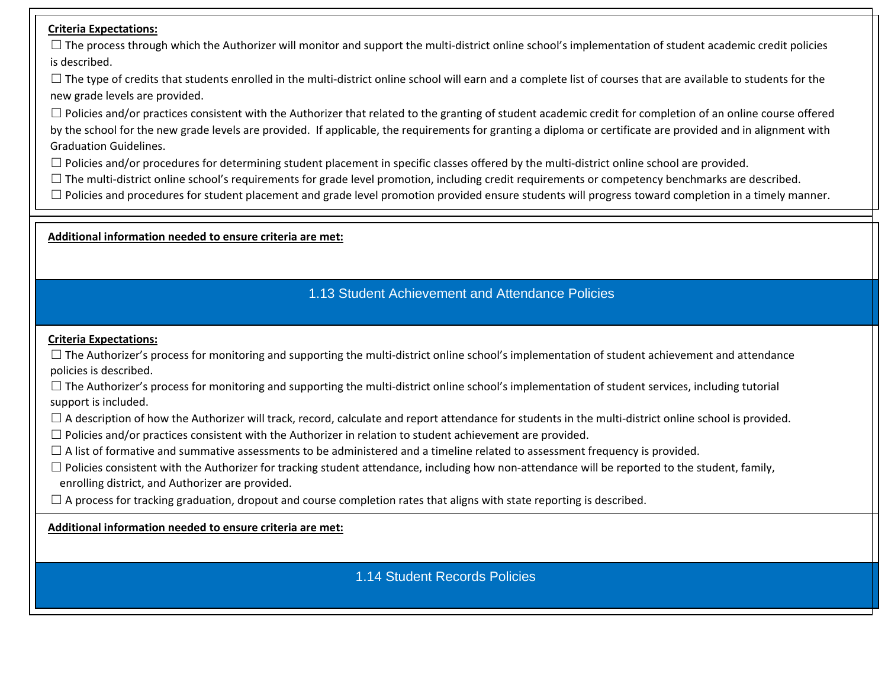**Criteria Expectations:**

☐ The process through which the Authorizer will monitor and support the multi-district online school's implementation of student academic credit policies is described.

☐ The type of credits that students enrolled in the multi-district online school will earn and a complete list of courses that are available to students for the new grade levels are provided.

☐ Policies and/or practices consistent with the Authorizer that related to the granting of student academic credit for completion of an online course offered by the school for the new grade levels are provided. If applicable, the requirements for granting a diploma or certificate are provided and in alignment with Graduation Guidelines.

☐ Policies and/or procedures for determining student placement in specific classes offered by the multi-district online school are provided.

☐ The multi-district online school's requirements for grade level promotion, including credit requirements or competency benchmarks are described.

☐ Policies and procedures for student placement and grade level promotion provided ensure students will progress toward completion in a timely manner.

**Additional information needed to ensure criteria are met:**

## 1.13 Student Achievement and Attendance Policies

**Criteria Expectations:**

☐ The Authorizer's process for monitoring and supporting the multi-district online school's implementation of student achievement and attendance policies is described.

☐ The Authorizer's process for monitoring and supporting the multi-district online school's implementation of student services, including tutorial support is included.

☐ A description of how the Authorizer will track, record, calculate and report attendance for students in the multi-district online school is provided.

☐ Policies and/or practices consistent with the Authorizer in relation to student achievement are provided.

☐ A list of formative and summative assessments to be administered and a timeline related to assessment frequency is provided.

☐ Policies consistent with the Authorizer for tracking student attendance, including how non-attendance will be reported to the student, family, enrolling district, and Authorizer are provided.

☐ A process for tracking graduation, dropout and course completion rates that aligns with state reporting is described.

**Additional information needed to ensure criteria are met:**

## 1.14 Student Records Policies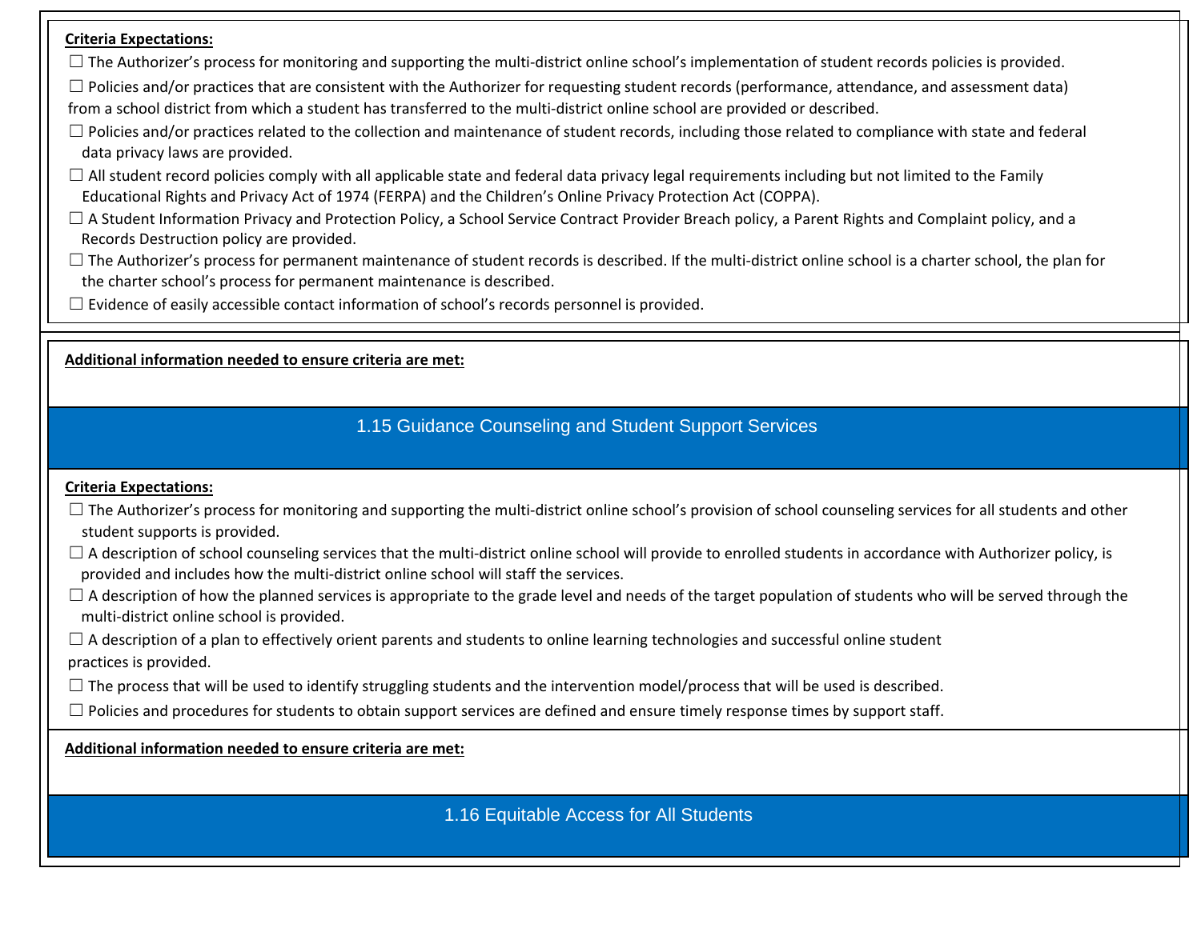**Criteria Expectations:**

☐ The Authorizer's process for monitoring and supporting the multi-district online school's implementation of student records policies is provided.

☐ Policies and/or practices that are consistent with the Authorizer for requesting student records (performance, attendance, and assessment data) from a school district from which a student has transferred to the multi-district online school are provided or described.

☐ Policies and/or practices related to the collection and maintenance of student records, including those related to compliance with state and federal data privacy laws are provided.

☐ All student record policies comply with all applicable state and federal data privacy legal requirements including but not limited to the Family Educational Rights and Privacy Act of 1974 (FERPA) and the Children's Online Privacy Protection Act (COPPA).

☐ A Student Information Privacy and Protection Policy, a School Service Contract Provider Breach policy, a Parent Rights and Complaint policy, and a Records Destruction policy are provided.

☐ The Authorizer's process for permanent maintenance of student records is described. If the multi-district online school is a charter school, the plan for the charter school's process for permanent maintenance is described.

☐ Evidence of easily accessible contact information of school's records personnel is provided.

**Additional information needed to ensure criteria are met:**

## 1.15 Guidance Counseling and Student Support Services

**Criteria Expectations:**

☐ The Authorizer's process for monitoring and supporting the multi-district online school's provision of school counseling services for all students and other student supports is provided.

☐ A description of school counseling services that the multi-district online school will provide to enrolled students in accordance with Authorizer policy, is provided and includes how the multi-district online school will staff the services.

☐ A description of how the planned services is appropriate to the grade level and needs of the target population of students who will be served through the multi-district online school is provided.

☐ A description of a plan to effectively orient parents and students to online learning technologies and successful online student practices is provided.

☐ The process that will be used to identify struggling students and the intervention model/process that will be used is described.

☐ Policies and procedures for students to obtain support services are defined and ensure timely response times by support staff.

**Additional information needed to ensure criteria are met:**

## 1.16 Equitable Access for All Students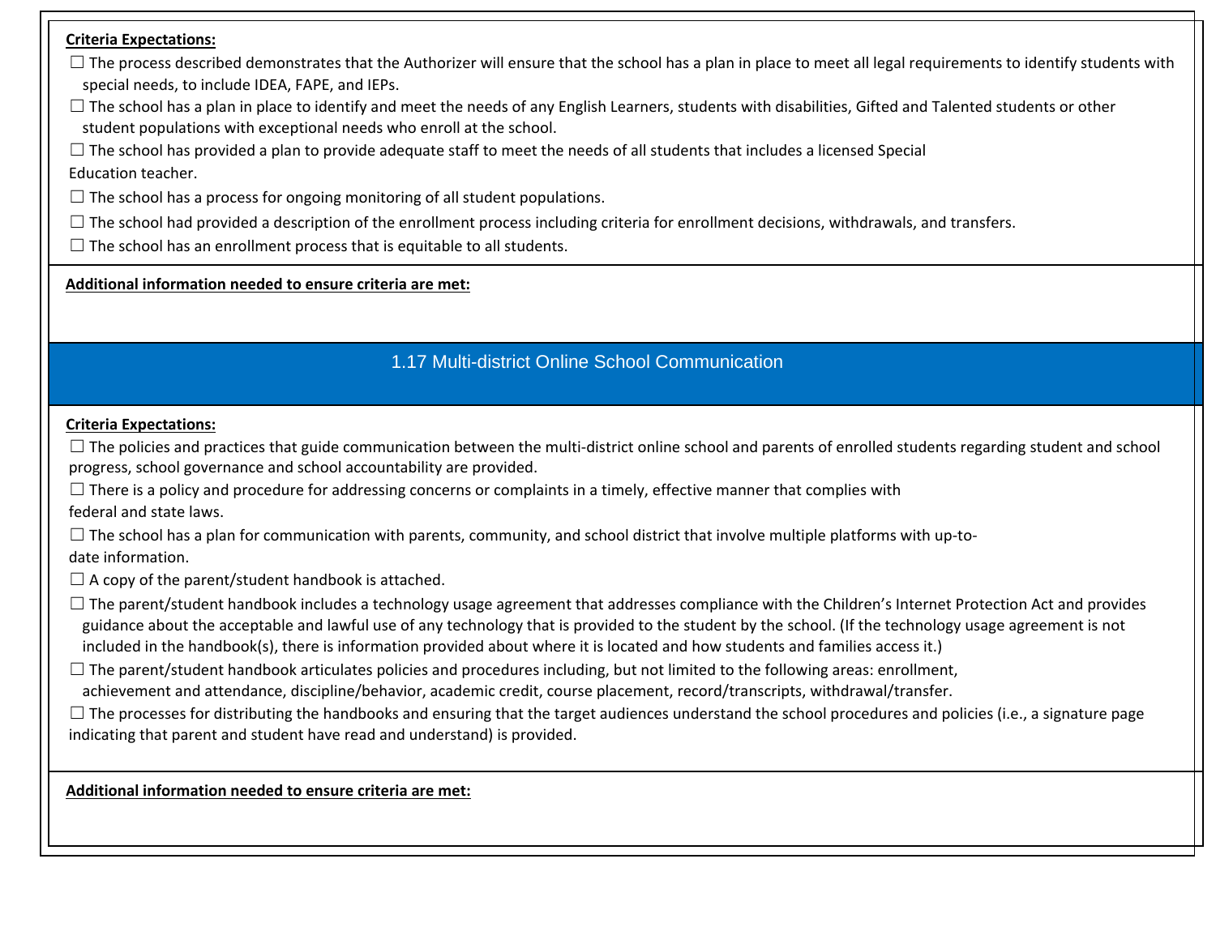**Criteria Expectations:**

☐ The process described demonstrates that the Authorizer will ensure that the school has a plan in place to meet all legal requirements to identify students with special needs, to include IDEA, FAPE, and IEPs.

☐ The school has a plan in place to identify and meet the needs of any English Learners, students with disabilities, Gifted and Talented students or other student populations with exceptional needs who enroll at the school.

☐ The school has provided a plan to provide adequate staff to meet the needs of all students that includes a licensed Special Education teacher.

☐ The school has a process for ongoing monitoring of all student populations.

☐ The school had provided a description of the enrollment process including criteria for enrollment decisions, withdrawals, and transfers.

☐ The school has an enrollment process that is equitable to all students.

**Additional information needed to ensure criteria are met:**

## 1.17 Multi-district Online School Communication

**Criteria Expectations:**

☐ The policies and practices that guide communication between the multi-district online school and parents of enrolled students regarding student and school progress, school governance and school accountability are provided.

☐ There is a policy and procedure for addressing concerns or complaints in a timely, effective manner that complies with federal and state laws.

☐ The school has a plan for communication with parents, community, and school district that involve multiple platforms with up-to-date information.

☐ A copy of the parent/student handbook is attached.

☐ The parent/student handbook includes a technology usage agreement that addresses compliance with the Children's Internet Protection Act and provides guidance about the acceptable and lawful use of any technology that is provided to the student by the school. (If the technology usage agreement is not included in the handbook(s), there is information provided about where it is located and how students and families access it.)

☐ The parent/student handbook articulates policies and procedures including, but not limited to the following areas: enrollment, achievement and attendance, discipline/behavior, academic credit, course placement, record/transcripts, withdrawal/transfer.

☐ The processes for distributing the handbooks and ensuring that the target audiences understand the school procedures and policies (i.e., a signature page indicating that parent and student have read and understand) is provided.

**Additional information needed to ensure criteria are met:**